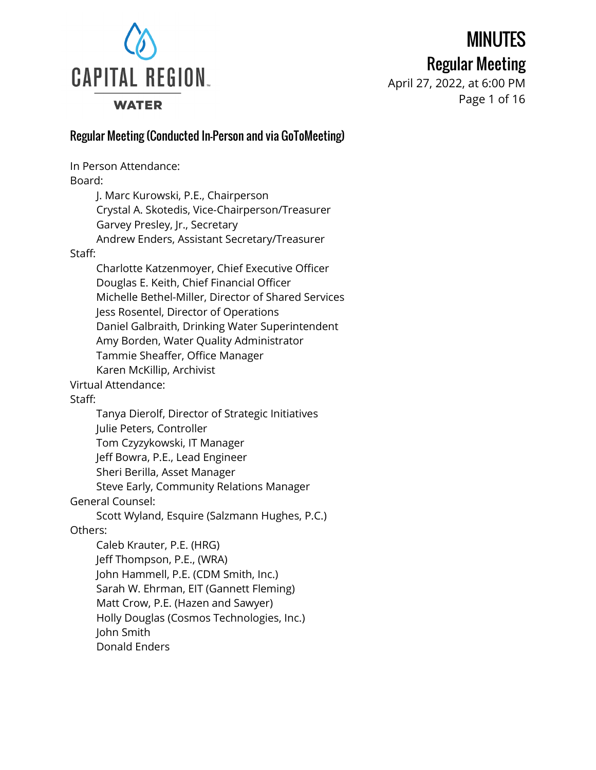# MINUTES

## Regular Meeting

April 27, 2022, at 6:00 PM

CAPITAL REGION WATER

## Regular Meeting (Conducted In-Person and via GoToMeeting)

In Person Attendance:

Board:

- J. Marc Kurowski, P.E., Chairperson
- Crystal A. Skotedis, Vice-Chairperson/Treasurer
- Garvey Presley, Jr., Secretary
- Andrew Enders, Assistant Secretary/Treasurer

Staff:

- Charlotte Katzenmoyer, Chief Executive Officer
- Douglas E. Keith, Chief Financial Officer
- Michelle Bethel-Miller, Director of Shared Services
- Jess Rosentel, Director of Operations
- Daniel Galbraith, Drinking Water Superintendent
- Amy Borden, Water Quality Administrator
- Tammie Sheaffer, Office Manager
- Karen McKillip, Archivist

Virtual Attendance:

Staff:

- Tanya Dierolf, Director of Strategic Initiatives
- Julie Peters, Controller
- Tom Czyzykowski, IT Manager
- Jeff Bowra, P.E., Lead Engineer
- Sheri Berilla, Asset Manager
- Steve Early, Community Relations Manager

General Counsel:

- Scott Wyland, Esquire (Salzmann Hughes, P.C.)

Others:

- Caleb Krauter, P.E. (HRG)
- Jeff Thompson, P.E., (WRA)
- John Hammell, P.E. (CDM Smith, Inc.)
- Sarah W. Ehrman, EIT (Gannett Fleming)
- Matt Crow, P.E. (Hazen and Sawyer)
- Holly Douglas (Cosmos Technologies, Inc.)
- John Smith
- Donald Enders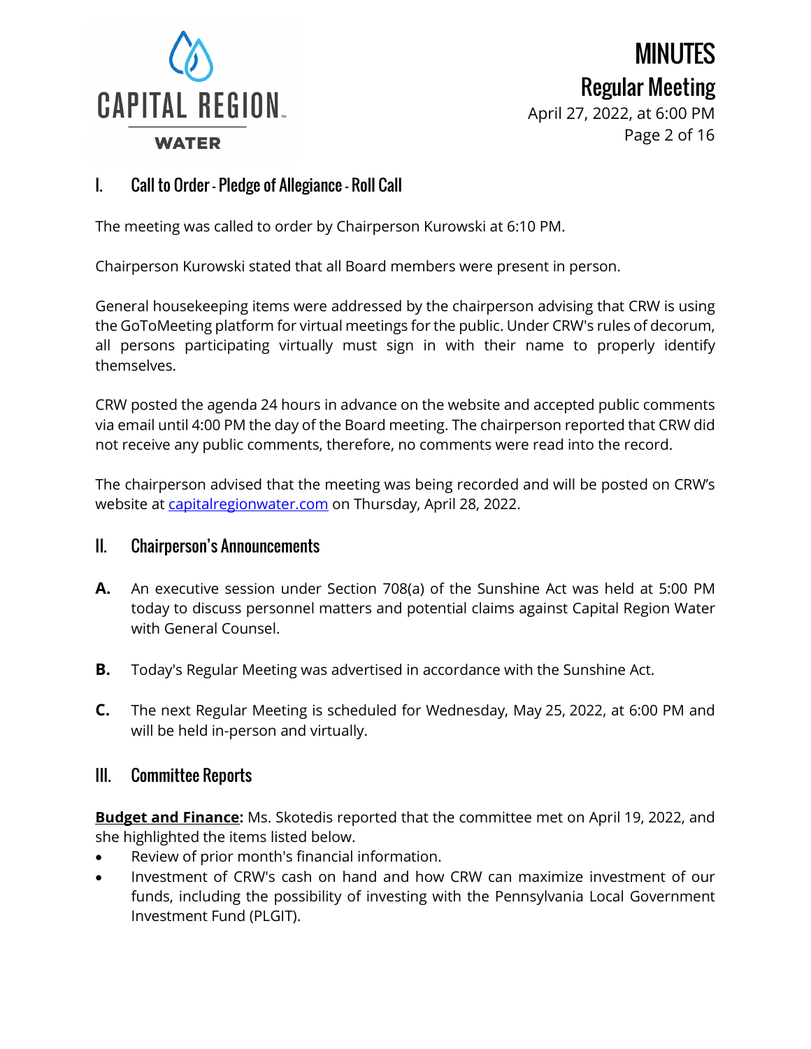## I. Call to Order - Pledge of Allegiance - Roll Call

The meeting was called to order by Chairperson Kurowski at 6:10 PM.

Chairperson Kurowski stated that all Board members were present in person.

General housekeeping items were addressed by the chairperson advising that CRW is using the GoToMeeting platform for virtual meetings for the public. Under CRW's rules of decorum, all persons participating virtually must sign in with their name to properly identify themselves.

CRW posted the agenda 24 hours in advance on the website and accepted public comments via email until 4:00 PM the day of the Board meeting. The chairperson reported that CRW did not receive any public comments, therefore, no comments were read into the record.

The chairperson advised that the meeting was being recorded and will be posted on CRW's website at capitalregionwater.com on Thursday, April 28, 2022.

## II. Chairperson's Announcements

**A.** An executive session under Section 708(a) of the Sunshine Act was held at 5:00 PM today to discuss personnel matters and potential claims against Capital Region Water with General Counsel.

**B.** Today's Regular Meeting was advertised in accordance with the Sunshine Act.

**C.** The next Regular Meeting is scheduled for Wednesday, May 25, 2022, at 6:00 PM and will be held in-person and virtually.

## III. Committee Reports

**Budget and Finance:** Ms. Skotedis reported that the committee met on April 19, 2022, and she highlighted the items listed below.

- Review of prior month's financial information.
- Investment of CRW's cash on hand and how CRW can maximize investment of our funds, including the possibility of investing with the Pennsylvania Local Government Investment Fund (PLGIT).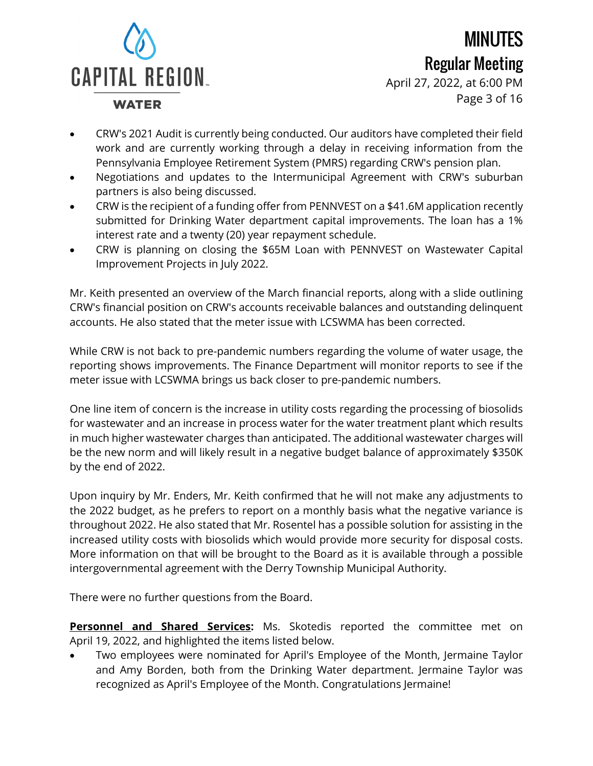- CRW's 2021 Audit is currently being conducted. Our auditors have completed their field work and are currently working through a delay in receiving information from the Pennsylvania Employee Retirement System (PMRS) regarding CRW's pension plan.
- Negotiations and updates to the Intermunicipal Agreement with CRW's suburban partners is also being discussed.
- CRW is the recipient of a funding offer from PENNVEST on a $41.6M application recently submitted for Drinking Water department capital improvements. The loan has a 1% interest rate and a twenty (20) year repayment schedule.
- CRW is planning on closing the $65M Loan with PENNVEST on Wastewater Capital Improvement Projects in July 2022.

Mr. Keith presented an overview of the March financial reports, along with a slide outlining CRW's financial position on CRW's accounts receivable balances and outstanding delinquent accounts. He also stated that the meter issue with LCSWMA has been corrected.

While CRW is not back to pre-pandemic numbers regarding the volume of water usage, the reporting shows improvements. The Finance Department will monitor reports to see if the meter issue with LCSWMA brings us back closer to pre-pandemic numbers.

One line item of concern is the increase in utility costs regarding the processing of biosolids for wastewater and an increase in process water for the water treatment plant which results in much higher wastewater charges than anticipated. The additional wastewater charges will be the new norm and will likely result in a negative budget balance of approximately $350K by the end of 2022.

Upon inquiry by Mr. Enders, Mr. Keith confirmed that he will not make any adjustments to the 2022 budget, as he prefers to report on a monthly basis what the negative variance is throughout 2022. He also stated that Mr. Rosentel has a possible solution for assisting in the increased utility costs with biosolids which would provide more security for disposal costs. More information on that will be brought to the Board as it is available through a possible intergovernmental agreement with the Derry Township Municipal Authority.

There were no further questions from the Board.

**Personnel and Shared Services:** Ms. Skotedis reported the committee met on April 19, 2022, and highlighted the items listed below.

- Two employees were nominated for April's Employee of the Month, Jermaine Taylor and Amy Borden, both from the Drinking Water department. Jermaine Taylor was recognized as April's Employee of the Month. Congratulations Jermaine!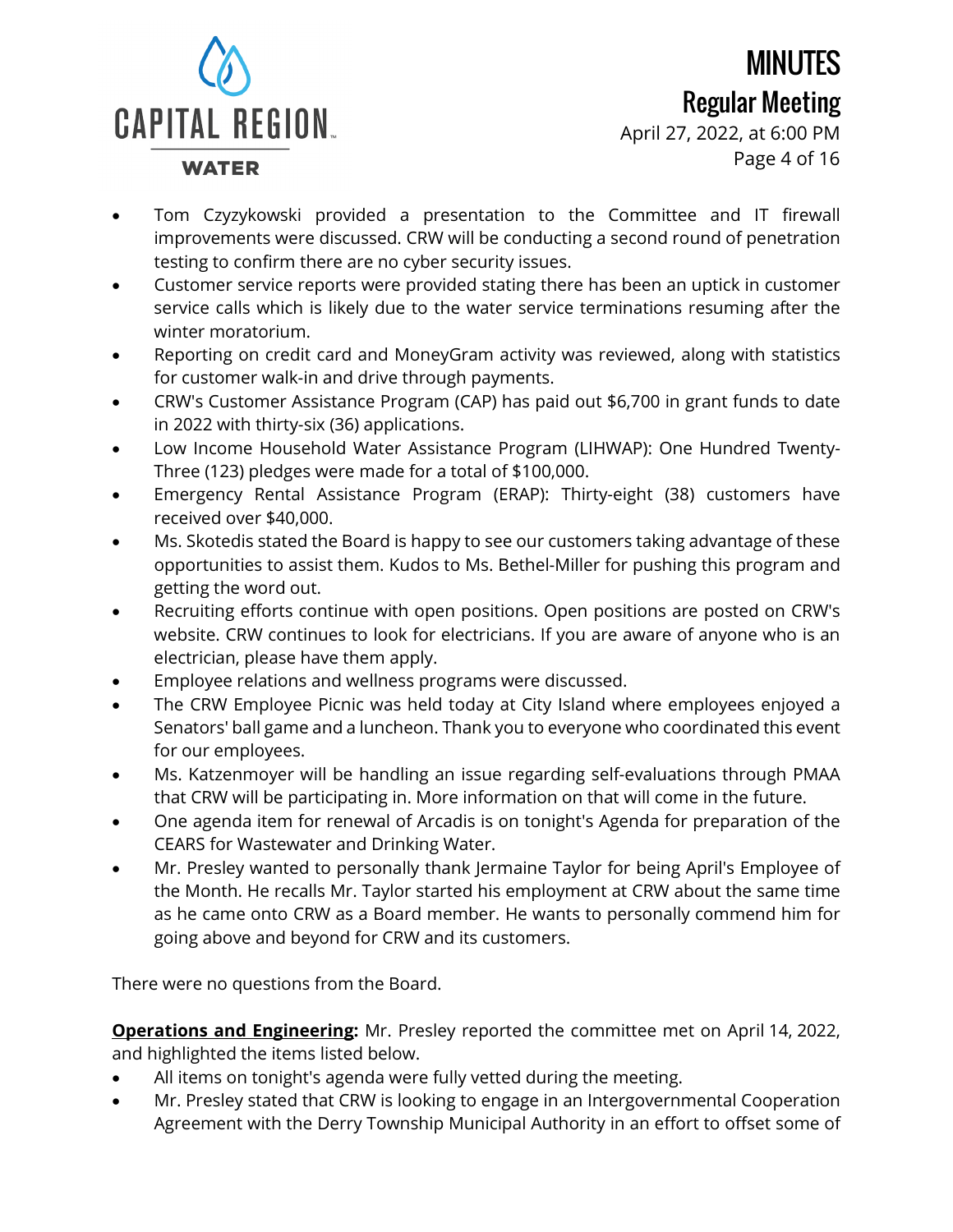- Tom Czyzykowski provided a presentation to the Committee and IT firewall improvements were discussed. CRW will be conducting a second round of penetration testing to confirm there are no cyber security issues.
- Customer service reports were provided stating there has been an uptick in customer service calls which is likely due to the water service terminations resuming after the winter moratorium.
- Reporting on credit card and MoneyGram activity was reviewed, along with statistics for customer walk-in and drive through payments.
- CRW's Customer Assistance Program (CAP) has paid out $6,700 in grant funds to date in 2022 with thirty-six (36) applications.
- Low Income Household Water Assistance Program (LIHWAP): One Hundred Twenty-Three (123) pledges were made for a total of $100,000.
- Emergency Rental Assistance Program (ERAP): Thirty-eight (38) customers have received over $40,000.
- Ms. Skotedis stated the Board is happy to see our customers taking advantage of these opportunities to assist them. Kudos to Ms. Bethel-Miller for pushing this program and getting the word out.
- Recruiting efforts continue with open positions. Open positions are posted on CRW's website. CRW continues to look for electricians. If you are aware of anyone who is an electrician, please have them apply.
- Employee relations and wellness programs were discussed.
- The CRW Employee Picnic was held today at City Island where employees enjoyed a Senators' ball game and a luncheon. Thank you to everyone who coordinated this event for our employees.
- Ms. Katzenmoyer will be handling an issue regarding self-evaluations through PMAA that CRW will be participating in. More information on that will come in the future.
- One agenda item for renewal of Arcadis is on tonight's Agenda for preparation of the CEARS for Wastewater and Drinking Water.
- Mr. Presley wanted to personally thank Jermaine Taylor for being April's Employee of the Month. He recalls Mr. Taylor started his employment at CRW about the same time as he came onto CRW as a Board member. He wants to personally commend him for going above and beyond for CRW and its customers.

There were no questions from the Board.

**Operations and Engineering:** Mr. Presley reported the committee met on April 14, 2022, and highlighted the items listed below.

- All items on tonight's agenda were fully vetted during the meeting.
- Mr. Presley stated that CRW is looking to engage in an Intergovernmental Cooperation Agreement with the Derry Township Municipal Authority in an effort to offset some of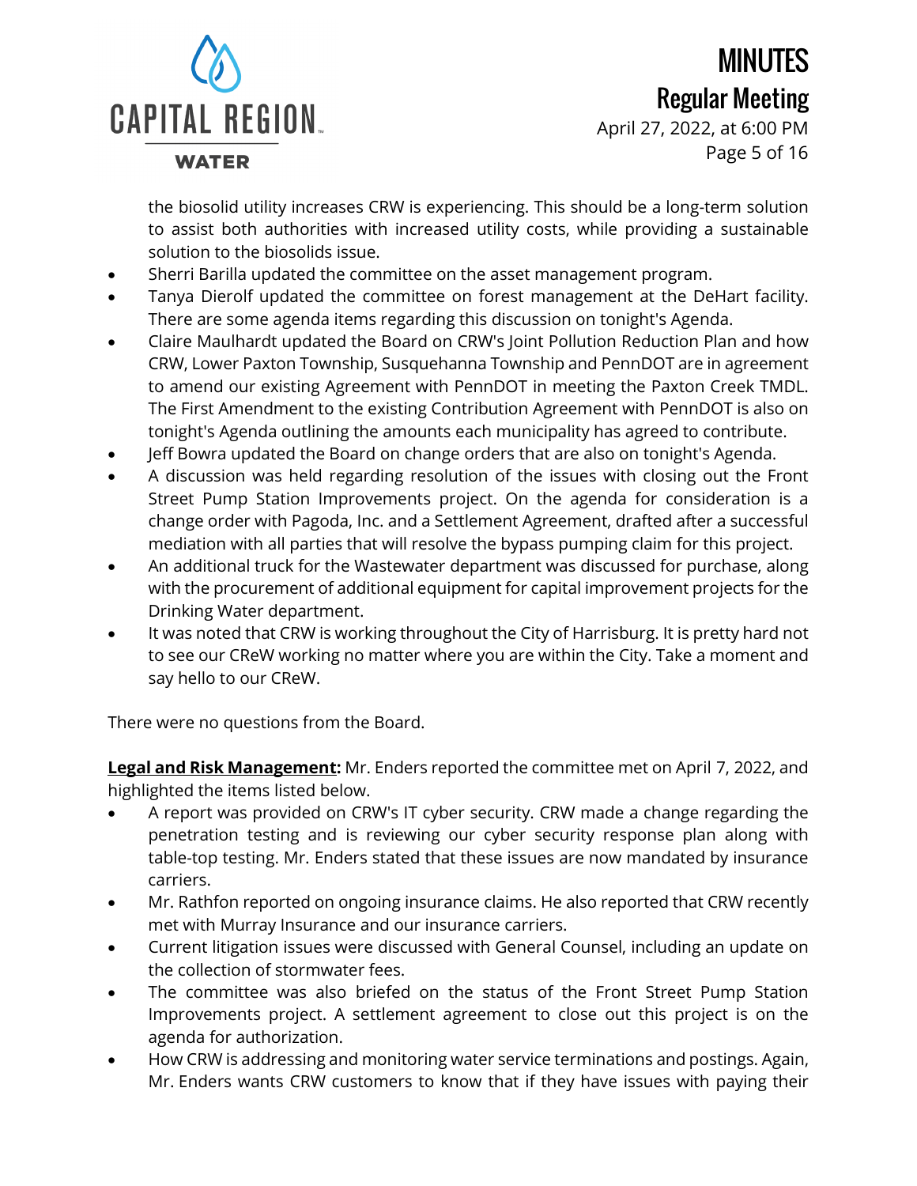the biosolid utility increases CRW is experiencing. This should be a long-term solution to assist both authorities with increased utility costs, while providing a sustainable solution to the biosolids issue.

- Sherri Barilla updated the committee on the asset management program.
- Tanya Dierolf updated the committee on forest management at the DeHart facility. There are some agenda items regarding this discussion on tonight's Agenda.
- Claire Maulhardt updated the Board on CRW's Joint Pollution Reduction Plan and how CRW, Lower Paxton Township, Susquehanna Township and PennDOT are in agreement to amend our existing Agreement with PennDOT in meeting the Paxton Creek TMDL. The First Amendment to the existing Contribution Agreement with PennDOT is also on tonight's Agenda outlining the amounts each municipality has agreed to contribute.
- Jeff Bowra updated the Board on change orders that are also on tonight's Agenda.
- A discussion was held regarding resolution of the issues with closing out the Front Street Pump Station Improvements project. On the agenda for consideration is a change order with Pagoda, Inc. and a Settlement Agreement, drafted after a successful mediation with all parties that will resolve the bypass pumping claim for this project.
- An additional truck for the Wastewater department was discussed for purchase, along with the procurement of additional equipment for capital improvement projects for the Drinking Water department.
- It was noted that CRW is working throughout the City of Harrisburg. It is pretty hard not to see our CReW working no matter where you are within the City. Take a moment and say hello to our CReW.

There were no questions from the Board.

**<u>Legal and Risk Management</u>:** Mr. Enders reported the committee met on April 7, 2022, and highlighted the items listed below.

- A report was provided on CRW's IT cyber security. CRW made a change regarding the penetration testing and is reviewing our cyber security response plan along with table-top testing. Mr. Enders stated that these issues are now mandated by insurance carriers.
- Mr. Rathfon reported on ongoing insurance claims. He also reported that CRW recently met with Murray Insurance and our insurance carriers.
- Current litigation issues were discussed with General Counsel, including an update on the collection of stormwater fees.
- The committee was also briefed on the status of the Front Street Pump Station Improvements project. A settlement agreement to close out this project is on the agenda for authorization.
- How CRW is addressing and monitoring water service terminations and postings. Again, Mr. Enders wants CRW customers to know that if they have issues with paying their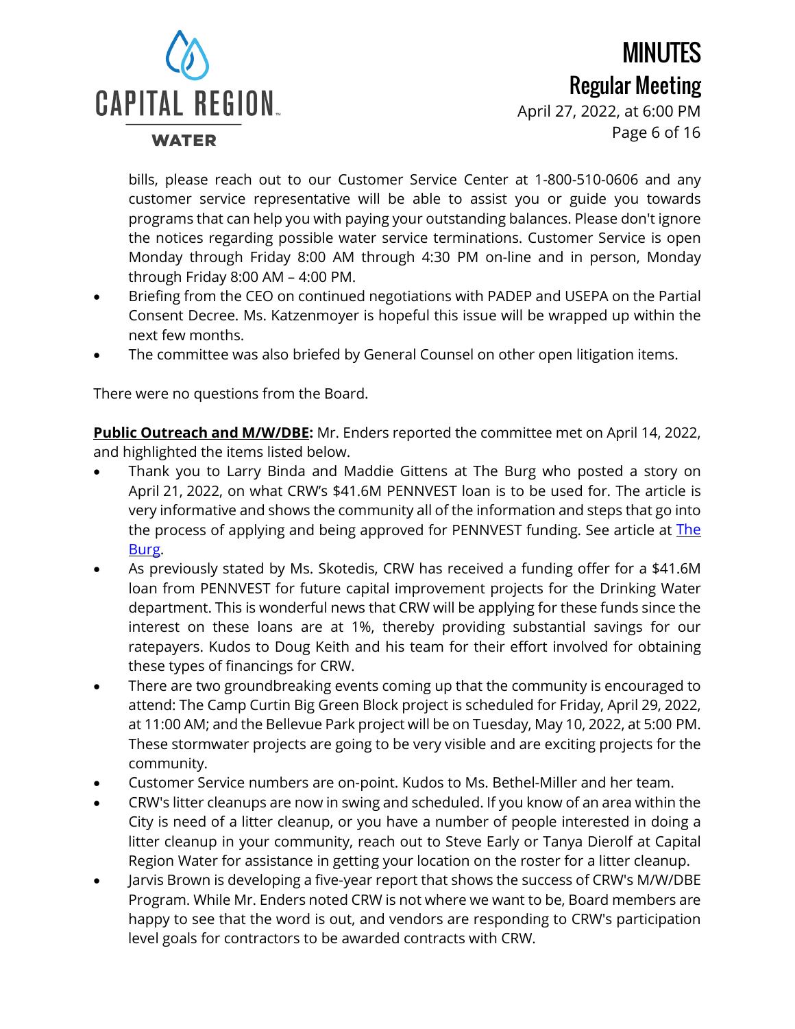bills, please reach out to our Customer Service Center at 1-800-510-0606 and any customer service representative will be able to assist you or guide you towards programs that can help you with paying your outstanding balances. Please don't ignore the notices regarding possible water service terminations. Customer Service is open Monday through Friday 8:00 AM through 4:30 PM on-line and in person, Monday through Friday 8:00 AM – 4:00 PM.

- Briefing from the CEO on continued negotiations with PADEP and USEPA on the Partial Consent Decree. Ms. Katzenmoyer is hopeful this issue will be wrapped up within the next few months.
- The committee was also briefed by General Counsel on other open litigation items.

There were no questions from the Board.

**Public Outreach and M/W/DBE:** Mr. Enders reported the committee met on April 14, 2022, and highlighted the items listed below.

- Thank you to Larry Binda and Maddie Gittens at The Burg who posted a story on April 21, 2022, on what CRW's $41.6M PENNVEST loan is to be used for. The article is very informative and shows the community all of the information and steps that go into the process of applying and being approved for PENNVEST funding. See article at The Burg.
- As previously stated by Ms. Skotedis, CRW has received a funding offer for a $41.6M loan from PENNVEST for future capital improvement projects for the Drinking Water department. This is wonderful news that CRW will be applying for these funds since the interest on these loans are at 1%, thereby providing substantial savings for our ratepayers. Kudos to Doug Keith and his team for their effort involved for obtaining these types of financings for CRW.
- There are two groundbreaking events coming up that the community is encouraged to attend: The Camp Curtin Big Green Block project is scheduled for Friday, April 29, 2022, at 11:00 AM; and the Bellevue Park project will be on Tuesday, May 10, 2022, at 5:00 PM. These stormwater projects are going to be very visible and are exciting projects for the community.
- Customer Service numbers are on-point. Kudos to Ms. Bethel-Miller and her team.
- CRW's litter cleanups are now in swing and scheduled. If you know of an area within the City is need of a litter cleanup, or you have a number of people interested in doing a litter cleanup in your community, reach out to Steve Early or Tanya Dierolf at Capital Region Water for assistance in getting your location on the roster for a litter cleanup.
- Jarvis Brown is developing a five-year report that shows the success of CRW's M/W/DBE Program. While Mr. Enders noted CRW is not where we want to be, Board members are happy to see that the word is out, and vendors are responding to CRW's participation level goals for contractors to be awarded contracts with CRW.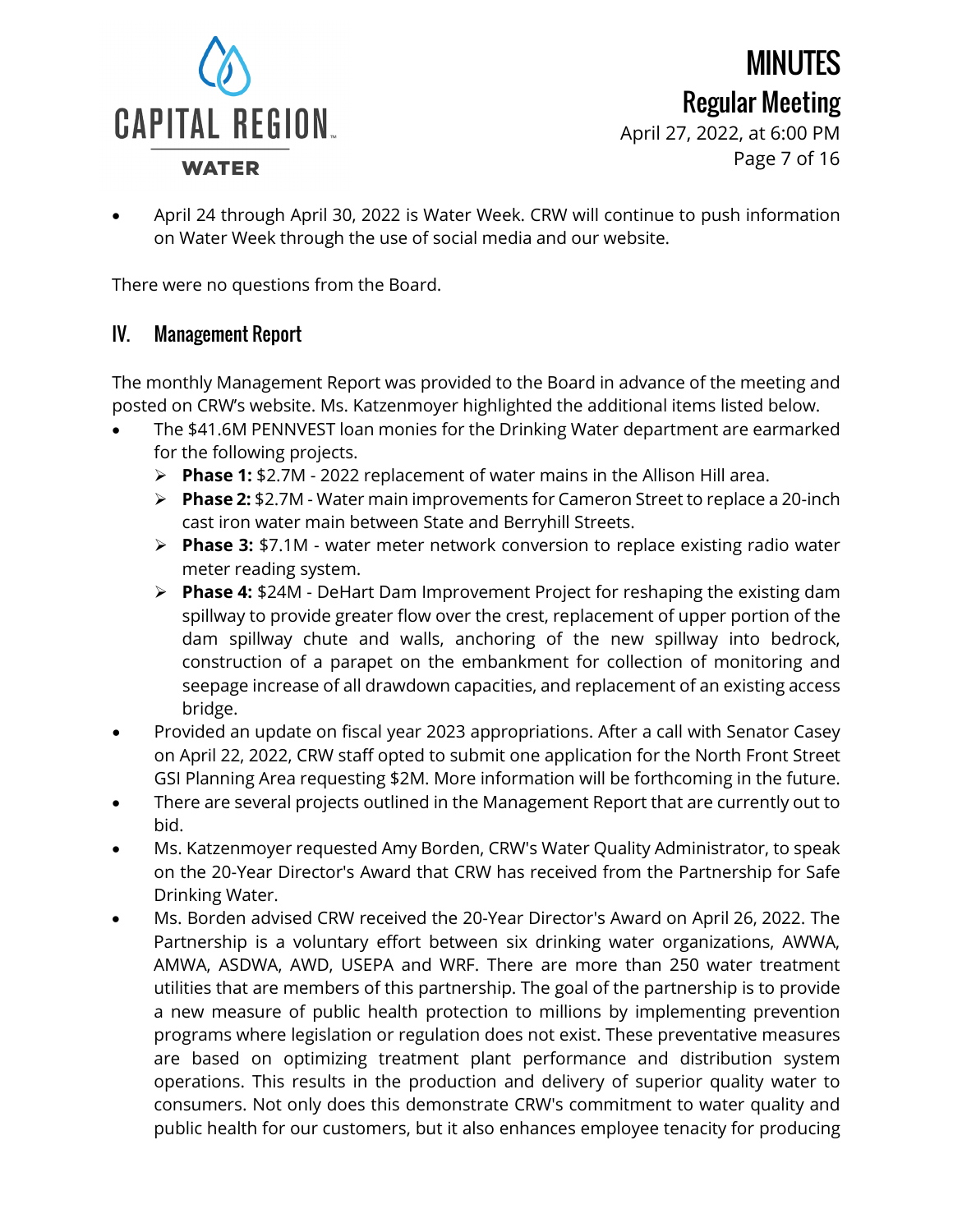- April 24 through April 30, 2022 is Water Week. CRW will continue to push information on Water Week through the use of social media and our website.

There were no questions from the Board.

## IV. Management Report

The monthly Management Report was provided to the Board in advance of the meeting and posted on CRW's website. Ms. Katzenmoyer highlighted the additional items listed below.

- The $41.6M PENNVEST loan monies for the Drinking Water department are earmarked for the following projects.
  - **Phase 1:** $2.7M - 2022 replacement of water mains in the Allison Hill area.
  - **Phase 2:** $2.7M - Water main improvements for Cameron Street to replace a 20-inch cast iron water main between State and Berryhill Streets.
  - **Phase 3:** $7.1M - water meter network conversion to replace existing radio water meter reading system.
  - **Phase 4:** $24M - DeHart Dam Improvement Project for reshaping the existing dam spillway to provide greater flow over the crest, replacement of upper portion of the dam spillway chute and walls, anchoring of the new spillway into bedrock, construction of a parapet on the embankment for collection of monitoring and seepage increase of all drawdown capacities, and replacement of an existing access bridge.
- Provided an update on fiscal year 2023 appropriations. After a call with Senator Casey on April 22, 2022, CRW staff opted to submit one application for the North Front Street GSI Planning Area requesting $2M. More information will be forthcoming in the future.
- There are several projects outlined in the Management Report that are currently out to bid.
- Ms. Katzenmoyer requested Amy Borden, CRW's Water Quality Administrator, to speak on the 20-Year Director's Award that CRW has received from the Partnership for Safe Drinking Water.
- Ms. Borden advised CRW received the 20-Year Director's Award on April 26, 2022. The Partnership is a voluntary effort between six drinking water organizations, AWWA, AMWA, ASDWA, AWD, USEPA and WRF. There are more than 250 water treatment utilities that are members of this partnership. The goal of the partnership is to provide a new measure of public health protection to millions by implementing prevention programs where legislation or regulation does not exist. These preventative measures are based on optimizing treatment plant performance and distribution system operations. This results in the production and delivery of superior quality water to consumers. Not only does this demonstrate CRW's commitment to water quality and public health for our customers, but it also enhances employee tenacity for producing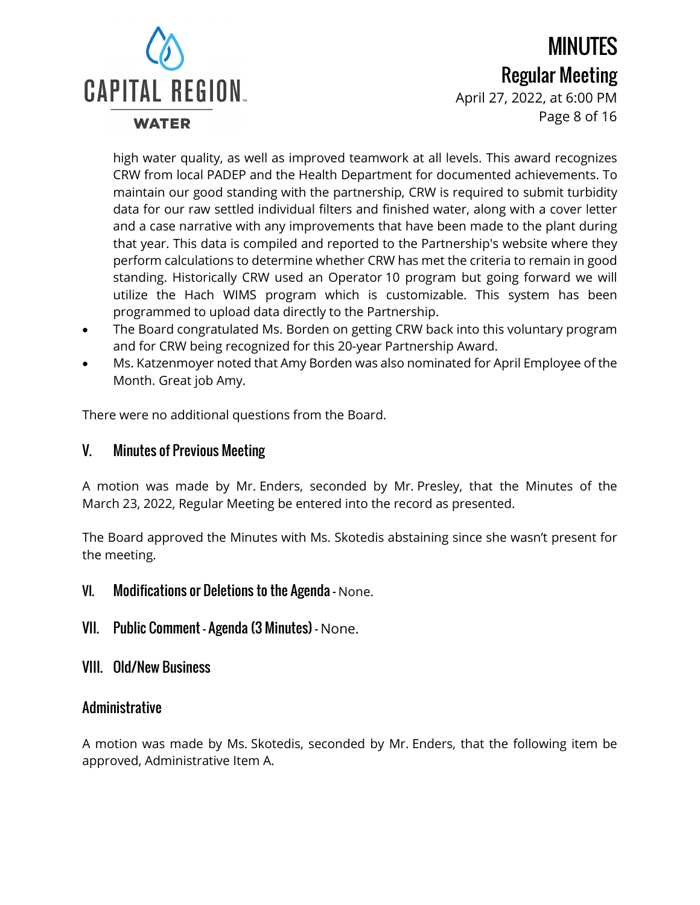high water quality, as well as improved teamwork at all levels. This award recognizes CRW from local PADEP and the Health Department for documented achievements. To maintain our good standing with the partnership, CRW is required to submit turbidity data for our raw settled individual filters and finished water, along with a cover letter and a case narrative with any improvements that have been made to the plant during that year. This data is compiled and reported to the Partnership's website where they perform calculations to determine whether CRW has met the criteria to remain in good standing. Historically CRW used an Operator 10 program but going forward we will utilize the Hach WIMS program which is customizable. This system has been programmed to upload data directly to the Partnership.

- The Board congratulated Ms. Borden on getting CRW back into this voluntary program and for CRW being recognized for this 20-year Partnership Award.
- Ms. Katzenmoyer noted that Amy Borden was also nominated for April Employee of the Month. Great job Amy.

There were no additional questions from the Board.

## V. Minutes of Previous Meeting

A motion was made by Mr. Enders, seconded by Mr. Presley, that the Minutes of the March 23, 2022, Regular Meeting be entered into the record as presented.

The Board approved the Minutes with Ms. Skotedis abstaining since she wasn't present for the meeting.

## VI. Modifications or Deletions to the Agenda - None.

## VII. Public Comment - Agenda (3 Minutes) - None.

## VIII. Old/New Business

### Administrative

A motion was made by Ms. Skotedis, seconded by Mr. Enders, that the following item be approved, Administrative Item A.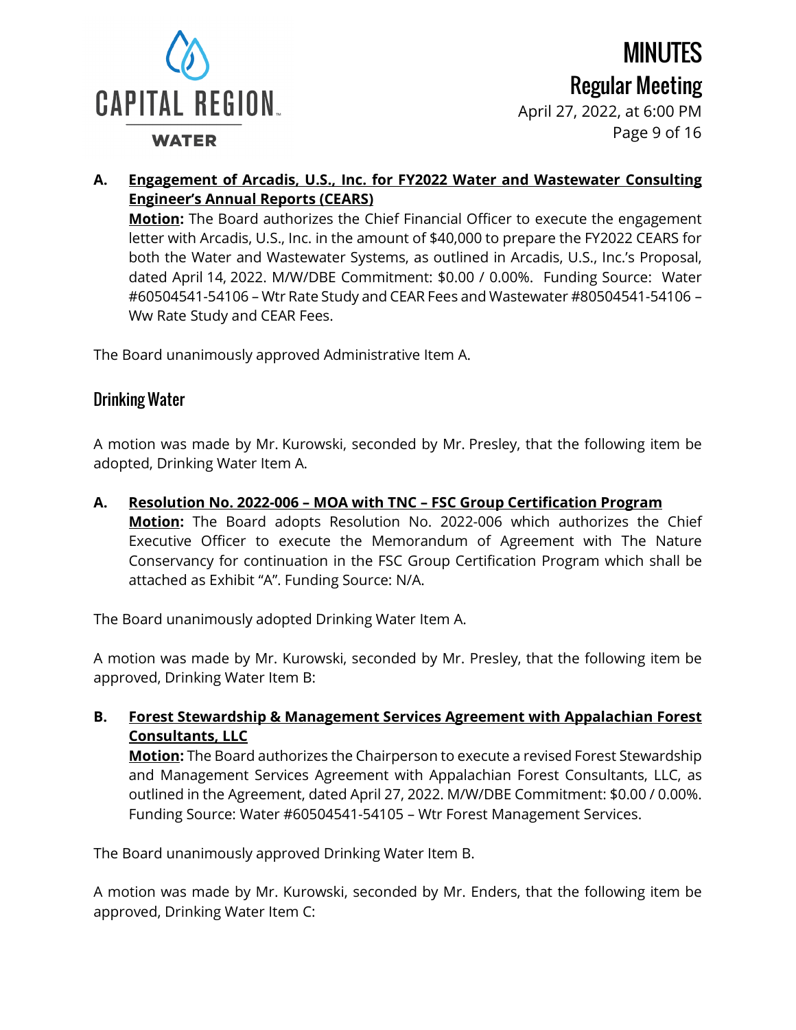**A. <u>Engagement of Arcadis, U.S., Inc. for FY2022 Water and Wastewater Consulting Engineer's Annual Reports (CEARS)</u>**

**<u>Motion</u>:** The Board authorizes the Chief Financial Officer to execute the engagement letter with Arcadis, U.S., Inc. in the amount of $40,000 to prepare the FY2022 CEARS for both the Water and Wastewater Systems, as outlined in Arcadis, U.S., Inc.'s Proposal, dated April 14, 2022. M/W/DBE Commitment: $0.00 / 0.00%. Funding Source: Water #60504541-54106 – Wtr Rate Study and CEAR Fees and Wastewater #80504541-54106 – Ww Rate Study and CEAR Fees.

The Board unanimously approved Administrative Item A.

## Drinking Water

A motion was made by Mr. Kurowski, seconded by Mr. Presley, that the following item be adopted, Drinking Water Item A.

**A. <u>Resolution No. 2022-006 – MOA with TNC – FSC Group Certification Program</u>**

**<u>Motion</u>:** The Board adopts Resolution No. 2022-006 which authorizes the Chief Executive Officer to execute the Memorandum of Agreement with The Nature Conservancy for continuation in the FSC Group Certification Program which shall be attached as Exhibit "A". Funding Source: N/A.

The Board unanimously adopted Drinking Water Item A.

A motion was made by Mr. Kurowski, seconded by Mr. Presley, that the following item be approved, Drinking Water Item B:

**B. <u>Forest Stewardship & Management Services Agreement with Appalachian Forest Consultants, LLC</u>**

**<u>Motion</u>:** The Board authorizes the Chairperson to execute a revised Forest Stewardship and Management Services Agreement with Appalachian Forest Consultants, LLC, as outlined in the Agreement, dated April 27, 2022. M/W/DBE Commitment: $0.00 / 0.00%. Funding Source: Water #60504541-54105 – Wtr Forest Management Services.

The Board unanimously approved Drinking Water Item B.

A motion was made by Mr. Kurowski, seconded by Mr. Enders, that the following item be approved, Drinking Water Item C: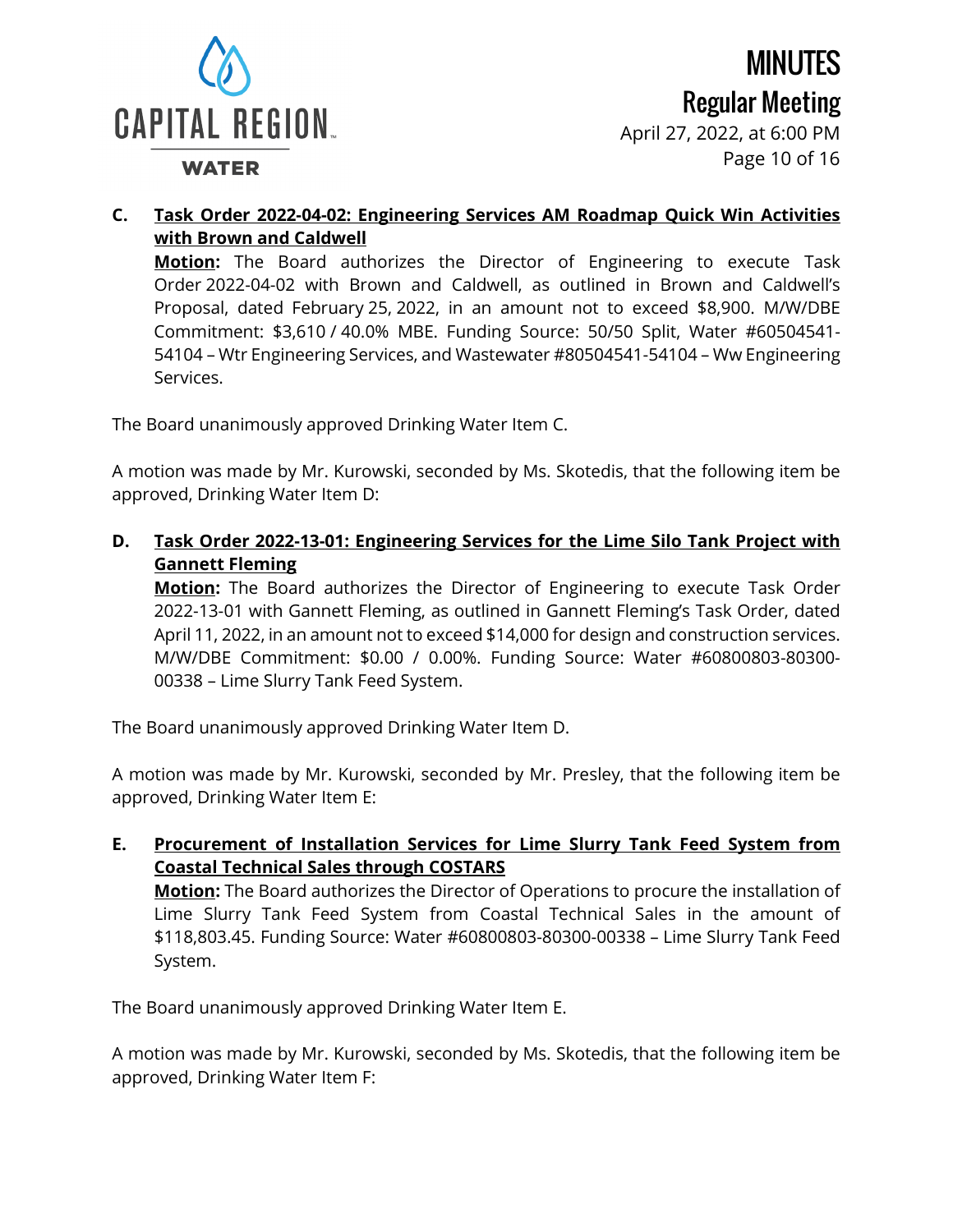**C. Task Order 2022-04-02: Engineering Services AM Roadmap Quick Win Activities with Brown and Caldwell**

**Motion:** The Board authorizes the Director of Engineering to execute Task Order 2022-04-02 with Brown and Caldwell, as outlined in Brown and Caldwell's Proposal, dated February 25, 2022, in an amount not to exceed $8,900. M/W/DBE Commitment: $3,610 / 40.0% MBE. Funding Source: 50/50 Split, Water #60504541-54104 – Wtr Engineering Services, and Wastewater #80504541-54104 – Ww Engineering Services.

The Board unanimously approved Drinking Water Item C.

A motion was made by Mr. Kurowski, seconded by Ms. Skotedis, that the following item be approved, Drinking Water Item D:

**D. Task Order 2022-13-01: Engineering Services for the Lime Silo Tank Project with Gannett Fleming**

**Motion:** The Board authorizes the Director of Engineering to execute Task Order 2022-13-01 with Gannett Fleming, as outlined in Gannett Fleming's Task Order, dated April 11, 2022, in an amount not to exceed $14,000 for design and construction services. M/W/DBE Commitment: $0.00 / 0.00%. Funding Source: Water #60800803-80300-00338 – Lime Slurry Tank Feed System.

The Board unanimously approved Drinking Water Item D.

A motion was made by Mr. Kurowski, seconded by Mr. Presley, that the following item be approved, Drinking Water Item E:

**E. Procurement of Installation Services for Lime Slurry Tank Feed System from Coastal Technical Sales through COSTARS**

**Motion:** The Board authorizes the Director of Operations to procure the installation of Lime Slurry Tank Feed System from Coastal Technical Sales in the amount of $118,803.45. Funding Source: Water #60800803-80300-00338 – Lime Slurry Tank Feed System.

The Board unanimously approved Drinking Water Item E.

A motion was made by Mr. Kurowski, seconded by Ms. Skotedis, that the following item be approved, Drinking Water Item F: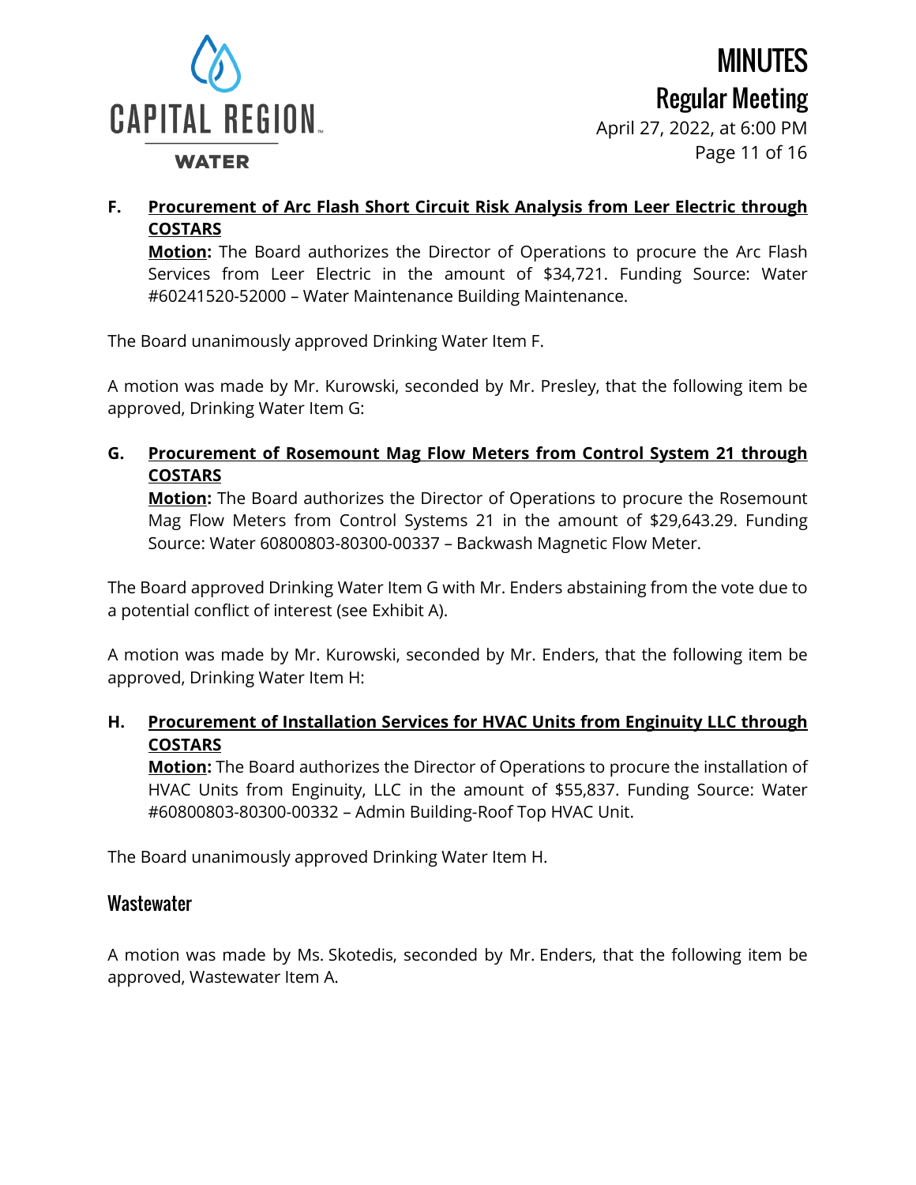**F. Procurement of Arc Flash Short Circuit Risk Analysis from Leer Electric through COSTARS**

**Motion:** The Board authorizes the Director of Operations to procure the Arc Flash Services from Leer Electric in the amount of $34,721. Funding Source: Water #60241520-52000 – Water Maintenance Building Maintenance.

The Board unanimously approved Drinking Water Item F.

A motion was made by Mr. Kurowski, seconded by Mr. Presley, that the following item be approved, Drinking Water Item G:

**G. Procurement of Rosemount Mag Flow Meters from Control System 21 through COSTARS**

**Motion:** The Board authorizes the Director of Operations to procure the Rosemount Mag Flow Meters from Control Systems 21 in the amount of $29,643.29. Funding Source: Water 60800803-80300-00337 – Backwash Magnetic Flow Meter.

The Board approved Drinking Water Item G with Mr. Enders abstaining from the vote due to a potential conflict of interest (see Exhibit A).

A motion was made by Mr. Kurowski, seconded by Mr. Enders, that the following item be approved, Drinking Water Item H:

**H. Procurement of Installation Services for HVAC Units from Enginuity LLC through COSTARS**

**Motion:** The Board authorizes the Director of Operations to procure the installation of HVAC Units from Enginuity, LLC in the amount of $55,837. Funding Source: Water #60800803-80300-00332 – Admin Building-Roof Top HVAC Unit.

The Board unanimously approved Drinking Water Item H.

## Wastewater

A motion was made by Ms. Skotedis, seconded by Mr. Enders, that the following item be approved, Wastewater Item A.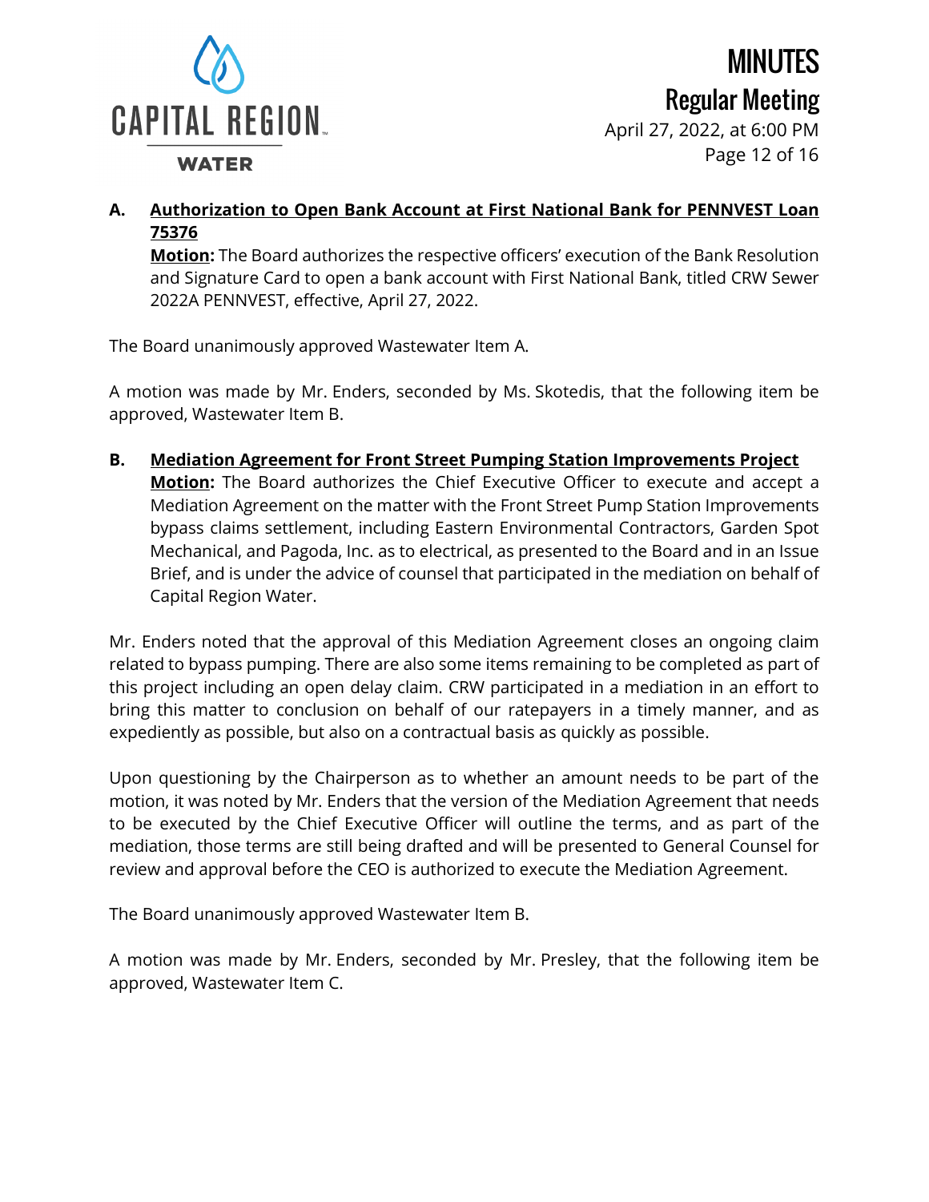**A. Authorization to Open Bank Account at First National Bank for PENNVEST Loan 75376**

**Motion:** The Board authorizes the respective officers' execution of the Bank Resolution and Signature Card to open a bank account with First National Bank, titled CRW Sewer 2022A PENNVEST, effective, April 27, 2022.

The Board unanimously approved Wastewater Item A.

A motion was made by Mr. Enders, seconded by Ms. Skotedis, that the following item be approved, Wastewater Item B.

**B. Mediation Agreement for Front Street Pumping Station Improvements Project**

**Motion:** The Board authorizes the Chief Executive Officer to execute and accept a Mediation Agreement on the matter with the Front Street Pump Station Improvements bypass claims settlement, including Eastern Environmental Contractors, Garden Spot Mechanical, and Pagoda, Inc. as to electrical, as presented to the Board and in an Issue Brief, and is under the advice of counsel that participated in the mediation on behalf of Capital Region Water.

Mr. Enders noted that the approval of this Mediation Agreement closes an ongoing claim related to bypass pumping. There are also some items remaining to be completed as part of this project including an open delay claim. CRW participated in a mediation in an effort to bring this matter to conclusion on behalf of our ratepayers in a timely manner, and as expediently as possible, but also on a contractual basis as quickly as possible.

Upon questioning by the Chairperson as to whether an amount needs to be part of the motion, it was noted by Mr. Enders that the version of the Mediation Agreement that needs to be executed by the Chief Executive Officer will outline the terms, and as part of the mediation, those terms are still being drafted and will be presented to General Counsel for review and approval before the CEO is authorized to execute the Mediation Agreement.

The Board unanimously approved Wastewater Item B.

A motion was made by Mr. Enders, seconded by Mr. Presley, that the following item be approved, Wastewater Item C.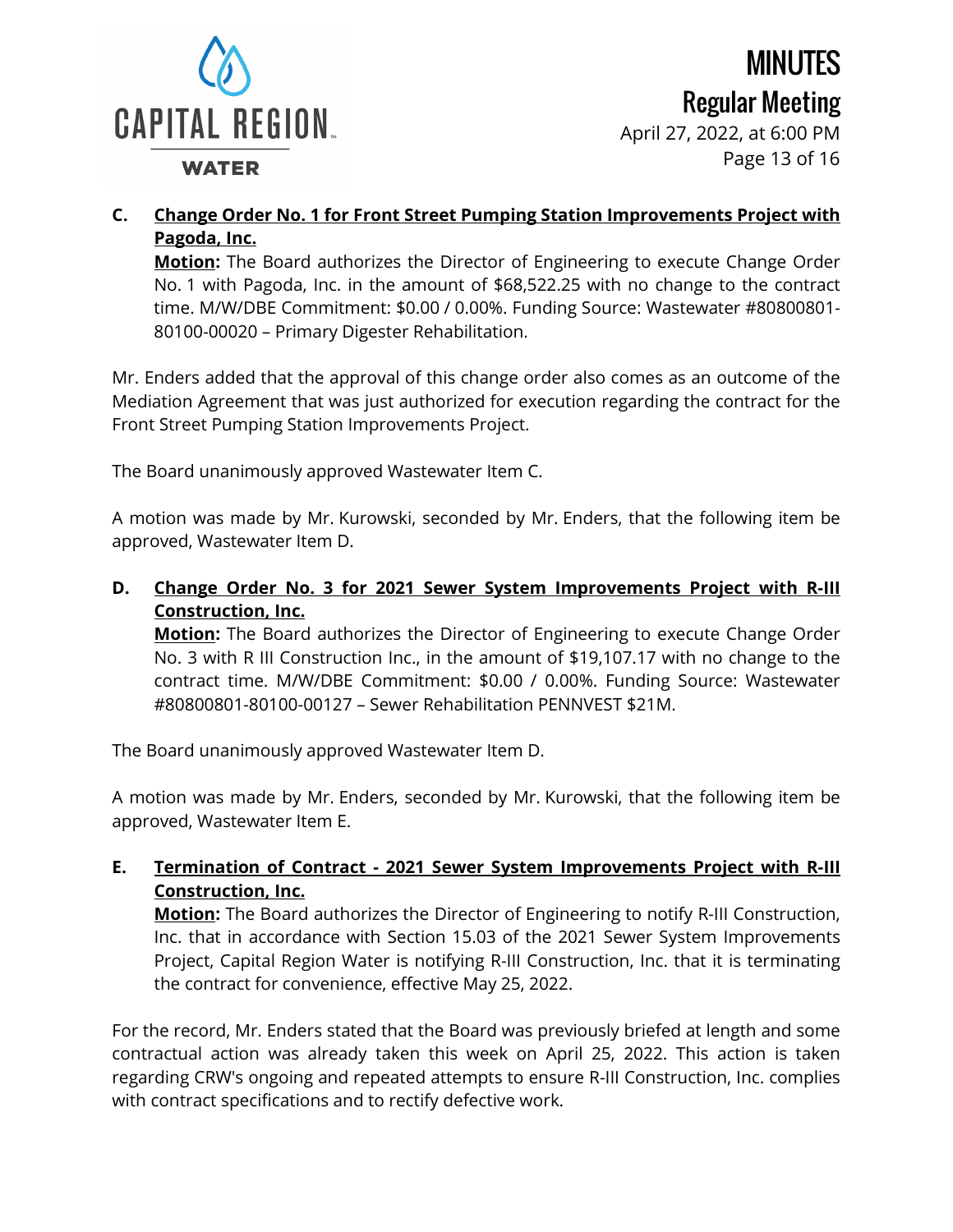**C. Change Order No. 1 for Front Street Pumping Station Improvements Project with Pagoda, Inc.**

**Motion:** The Board authorizes the Director of Engineering to execute Change Order No. 1 with Pagoda, Inc. in the amount of $68,522.25 with no change to the contract time. M/W/DBE Commitment: $0.00 / 0.00%. Funding Source: Wastewater #80800801-80100-00020 – Primary Digester Rehabilitation.

Mr. Enders added that the approval of this change order also comes as an outcome of the Mediation Agreement that was just authorized for execution regarding the contract for the Front Street Pumping Station Improvements Project.

The Board unanimously approved Wastewater Item C.

A motion was made by Mr. Kurowski, seconded by Mr. Enders, that the following item be approved, Wastewater Item D.

**D. Change Order No. 3 for 2021 Sewer System Improvements Project with R-III Construction, Inc.**

**Motion:** The Board authorizes the Director of Engineering to execute Change Order No. 3 with R III Construction Inc., in the amount of $19,107.17 with no change to the contract time. M/W/DBE Commitment: $0.00 / 0.00%. Funding Source: Wastewater #80800801-80100-00127 – Sewer Rehabilitation PENNVEST $21M.

The Board unanimously approved Wastewater Item D.

A motion was made by Mr. Enders, seconded by Mr. Kurowski, that the following item be approved, Wastewater Item E.

**E. Termination of Contract - 2021 Sewer System Improvements Project with R-III Construction, Inc.**

**Motion:** The Board authorizes the Director of Engineering to notify R-III Construction, Inc. that in accordance with Section 15.03 of the 2021 Sewer System Improvements Project, Capital Region Water is notifying R-III Construction, Inc. that it is terminating the contract for convenience, effective May 25, 2022.

For the record, Mr. Enders stated that the Board was previously briefed at length and some contractual action was already taken this week on April 25, 2022. This action is taken regarding CRW's ongoing and repeated attempts to ensure R-III Construction, Inc. complies with contract specifications and to rectify defective work.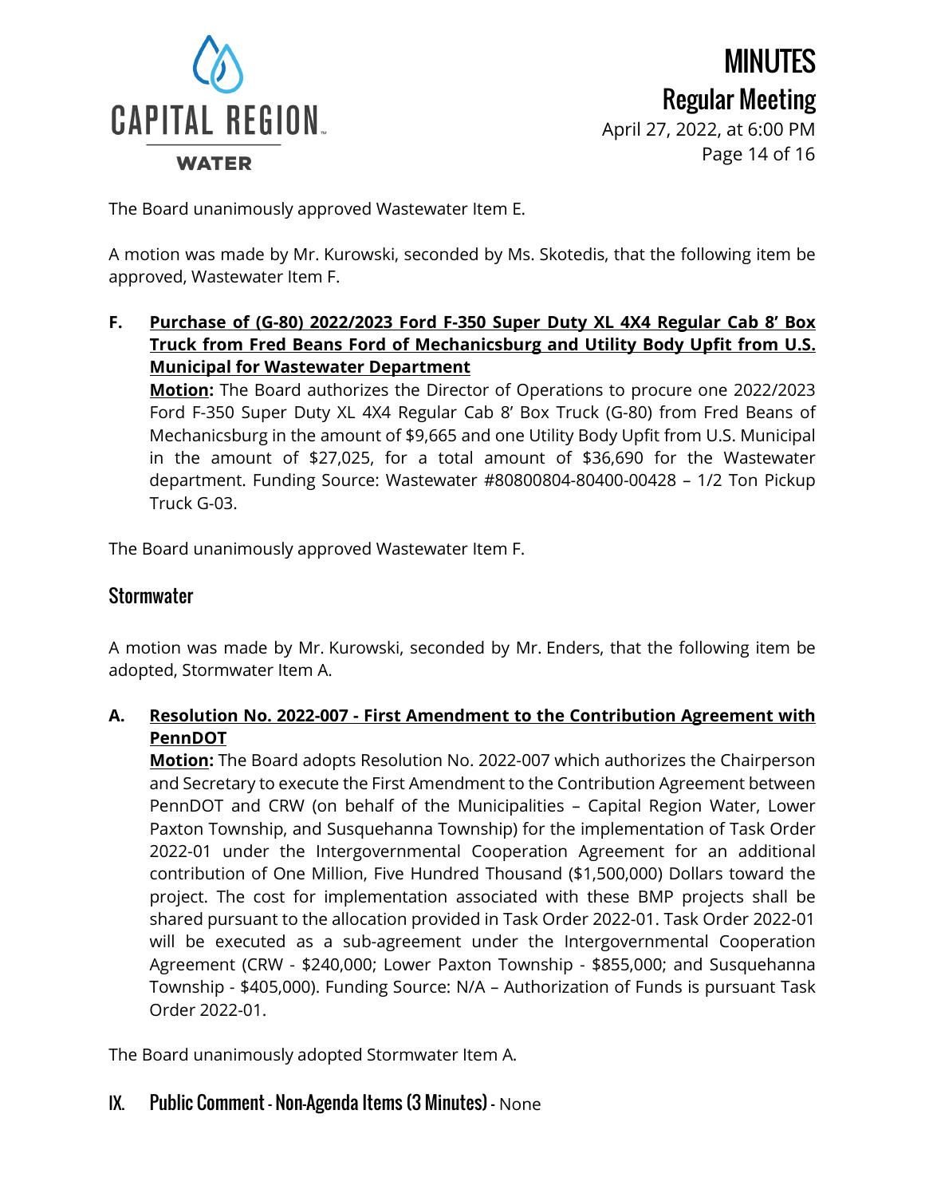The Board unanimously approved Wastewater Item E.

A motion was made by Mr. Kurowski, seconded by Ms. Skotedis, that the following item be approved, Wastewater Item F.

**F. <u>Purchase of (G-80) 2022/2023 Ford F-350 Super Duty XL 4X4 Regular Cab 8' Box Truck from Fred Beans Ford of Mechanicsburg and Utility Body Upfit from U.S. Municipal for Wastewater Department</u>**

**<u>Motion</u>:** The Board authorizes the Director of Operations to procure one 2022/2023 Ford F-350 Super Duty XL 4X4 Regular Cab 8' Box Truck (G-80) from Fred Beans of Mechanicsburg in the amount of $9,665 and one Utility Body Upfit from U.S. Municipal in the amount of $27,025, for a total amount of $36,690 for the Wastewater department. Funding Source: Wastewater #80800804-80400-00428 – 1/2 Ton Pickup Truck G-03.

The Board unanimously approved Wastewater Item F.

## Stormwater

A motion was made by Mr. Kurowski, seconded by Mr. Enders, that the following item be adopted, Stormwater Item A.

**A. <u>Resolution No. 2022-007 - First Amendment to the Contribution Agreement with PennDOT</u>**

**<u>Motion</u>:** The Board adopts Resolution No. 2022-007 which authorizes the Chairperson and Secretary to execute the First Amendment to the Contribution Agreement between PennDOT and CRW (on behalf of the Municipalities – Capital Region Water, Lower Paxton Township, and Susquehanna Township) for the implementation of Task Order 2022-01 under the Intergovernmental Cooperation Agreement for an additional contribution of One Million, Five Hundred Thousand ($1,500,000) Dollars toward the project. The cost for implementation associated with these BMP projects shall be shared pursuant to the allocation provided in Task Order 2022-01. Task Order 2022-01 will be executed as a sub-agreement under the Intergovernmental Cooperation Agreement (CRW - $240,000; Lower Paxton Township - $855,000; and Susquehanna Township - $405,000). Funding Source: N/A – Authorization of Funds is pursuant Task Order 2022-01.

The Board unanimously adopted Stormwater Item A.

## IX. Public Comment - Non-Agenda Items (3 Minutes) - None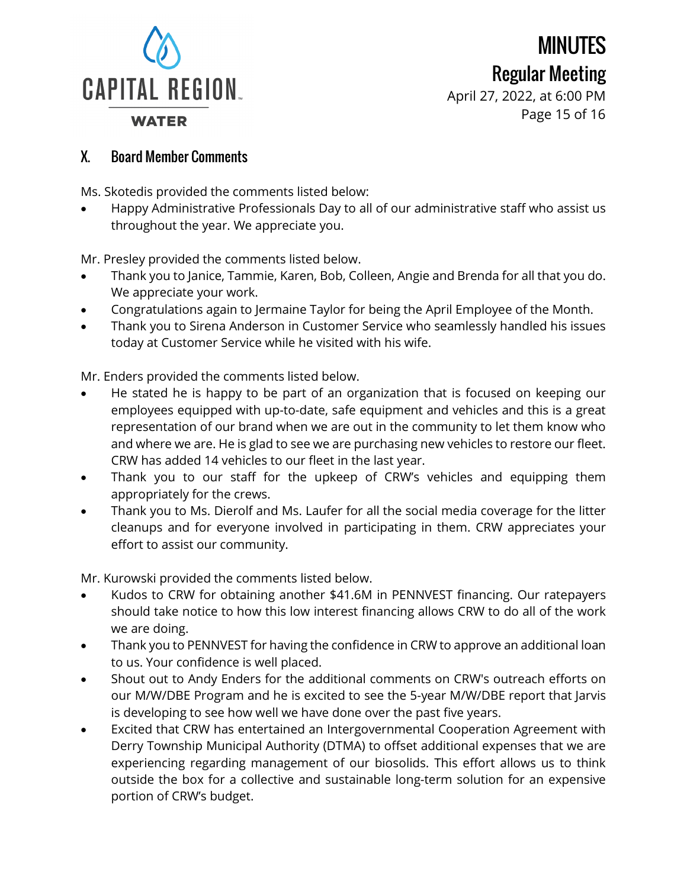## X. Board Member Comments

Ms. Skotedis provided the comments listed below:

- Happy Administrative Professionals Day to all of our administrative staff who assist us throughout the year. We appreciate you.

Mr. Presley provided the comments listed below.

- Thank you to Janice, Tammie, Karen, Bob, Colleen, Angie and Brenda for all that you do. We appreciate your work.
- Congratulations again to Jermaine Taylor for being the April Employee of the Month.
- Thank you to Sirena Anderson in Customer Service who seamlessly handled his issues today at Customer Service while he visited with his wife.

Mr. Enders provided the comments listed below.

- He stated he is happy to be part of an organization that is focused on keeping our employees equipped with up-to-date, safe equipment and vehicles and this is a great representation of our brand when we are out in the community to let them know who and where we are. He is glad to see we are purchasing new vehicles to restore our fleet. CRW has added 14 vehicles to our fleet in the last year.
- Thank you to our staff for the upkeep of CRW's vehicles and equipping them appropriately for the crews.
- Thank you to Ms. Dierolf and Ms. Laufer for all the social media coverage for the litter cleanups and for everyone involved in participating in them. CRW appreciates your effort to assist our community.

Mr. Kurowski provided the comments listed below.

- Kudos to CRW for obtaining another $41.6M in PENNVEST financing. Our ratepayers should take notice to how this low interest financing allows CRW to do all of the work we are doing.
- Thank you to PENNVEST for having the confidence in CRW to approve an additional loan to us. Your confidence is well placed.
- Shout out to Andy Enders for the additional comments on CRW's outreach efforts on our M/W/DBE Program and he is excited to see the 5-year M/W/DBE report that Jarvis is developing to see how well we have done over the past five years.
- Excited that CRW has entertained an Intergovernmental Cooperation Agreement with Derry Township Municipal Authority (DTMA) to offset additional expenses that we are experiencing regarding management of our biosolids. This effort allows us to think outside the box for a collective and sustainable long-term solution for an expensive portion of CRW's budget.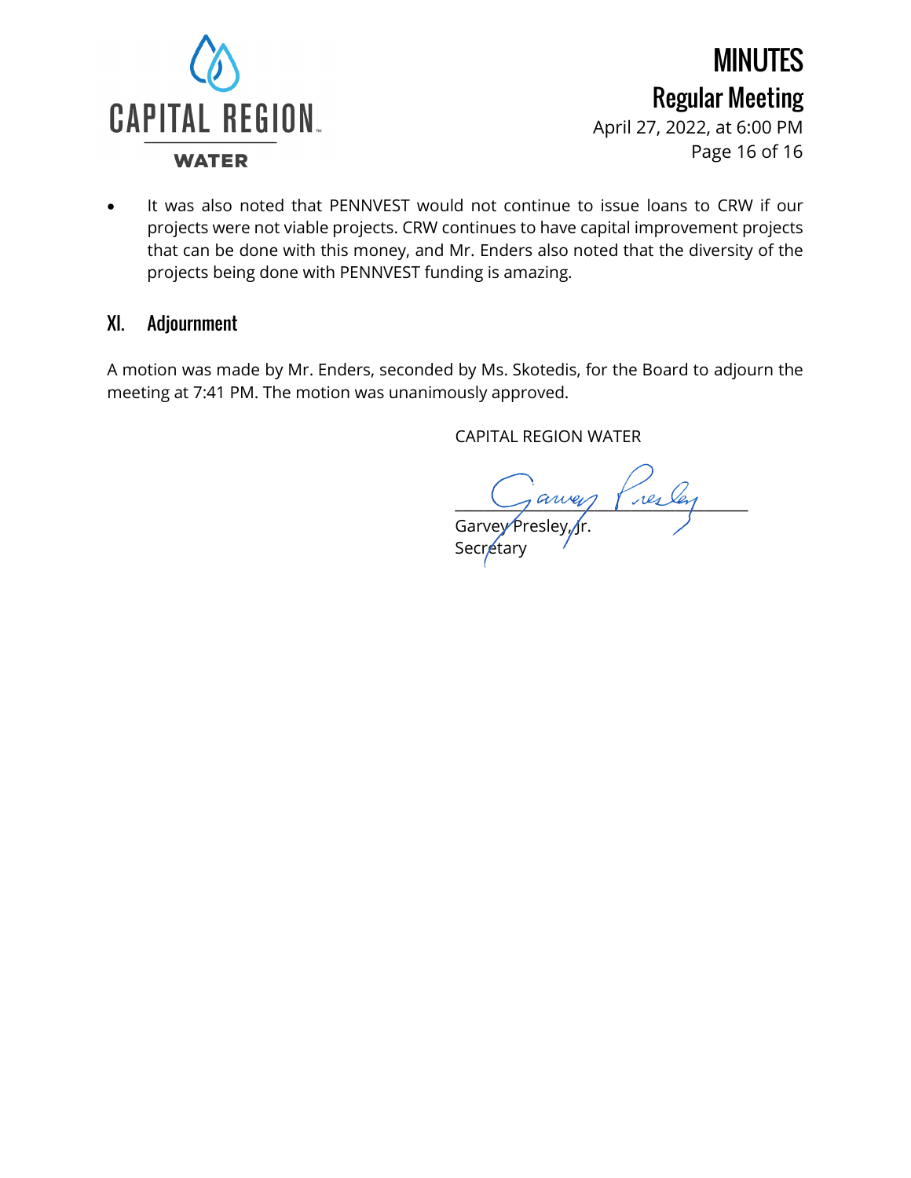- It was also noted that PENNVEST would not continue to issue loans to CRW if our projects were not viable projects. CRW continues to have capital improvement projects that can be done with this money, and Mr. Enders also noted that the diversity of the projects being done with PENNVEST funding is amazing.

## XI. Adjournment

A motion was made by Mr. Enders, seconded by Ms. Skotedis, for the Board to adjourn the meeting at 7:41 PM. The motion was unanimously approved.

CAPITAL REGION WATER

Garvey Presley, Jr.
Secretary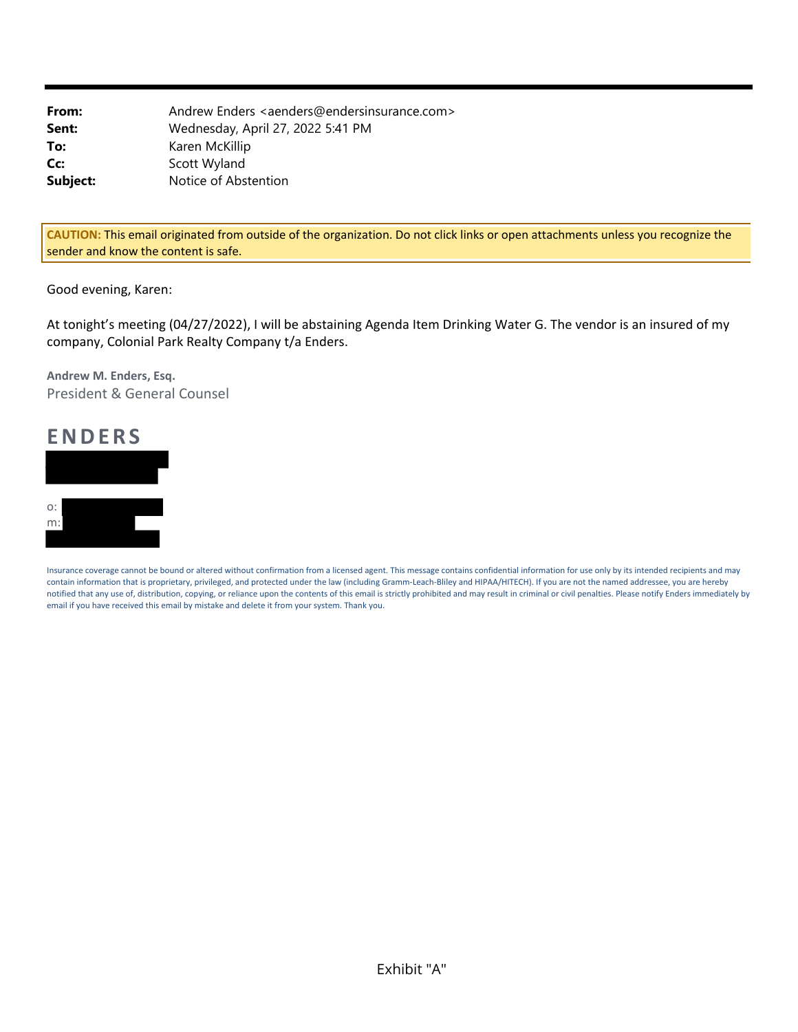|  |  |
|---|---|
| **From:** | Andrew Enders <aenders@endersinsurance.com> |
| **Sent:** | Wednesday, April 27, 2022 5:41 PM |
| **To:** | Karen McKillip |
| **Cc:** | Scott Wyland |
| **Subject:** | Notice of Abstention |

**CAUTION:** This email originated from outside of the organization. Do not click links or open attachments unless you recognize the sender and know the content is safe.

Good evening, Karen:

At tonight's meeting (04/27/2022), I will be abstaining Agenda Item Drinking Water G. The vendor is an insured of my company, Colonial Park Realty Company t/a Enders.

**Andrew M. Enders, Esq.**
President & General Counsel

**ENDERS**

o:
m:

Insurance coverage cannot be bound or altered without confirmation from a licensed agent. This message contains confidential information for use only by its intended recipients and may contain information that is proprietary, privileged, and protected under the law (including Gramm-Leach-Bliley and HIPAA/HITECH). If you are not the named addressee, you are hereby notified that any use of, distribution, copying, or reliance upon the contents of this email is strictly prohibited and may result in criminal or civil penalties. Please notify Enders immediately by email if you have received this email by mistake and delete it from your system. Thank you.

Exhibit "A"